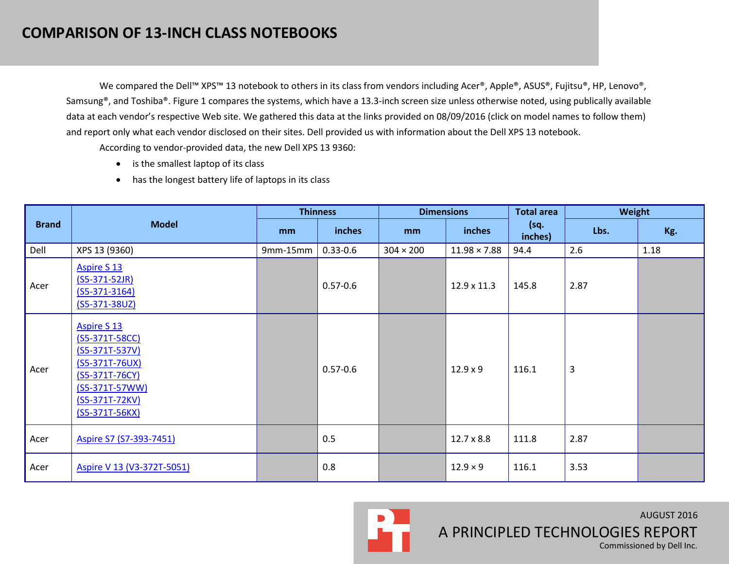# COMPARISON OF 13-INCH CLASS NOTEBOOKS

We compared the Dell™ XPS™ 13 notebook to others in its class from vendors including Acer®, Apple®, ASUS®, Fujitsu®, HP, Lenovo®, Samsung®, and Toshiba®. Figure 1 compares the systems, which have a 13.3-inch screen size unless otherwise noted, using publically available data at each vendor's respective Web site. We gathered this data at the links provided on 08/09/2016 (click on model names to follow them) and report only what each vendor disclosed on their sites. Dell provided us with information about the Dell XPS 13 notebook.

According to vendor-provided data, the new Dell XPS 13 9360:

- is the smallest laptop of its class
- has the longest battery life of laptops in its class

| Brand | Model | Thinness | | Dimensions | | Total area (sq. inches) | Weight | |
|---|---|---|---|---|---|---|---|---|
| | | mm | inches | mm | inches | | Lbs. | Kg. |
| Dell | XPS 13 (9360) | 9mm-15mm | 0.33-0.6 | 304 × 200 | 11.98 × 7.88 | 94.4 | 2.6 | 1.18 |
| Acer | Aspire S 13 (S5-371-52JR) (S5-371-3164) (S5-371-38UZ) | | 0.57-0.6 | | 12.9 x 11.3 | 145.8 | 2.87 | |
| Acer | Aspire S 13 (S5-371T-58CC) (S5-371T-537V) (S5-371T-76UX) (S5-371T-76CY) (S5-371T-57WW) (S5-371T-72KV) (S5-371T-56KX) | | 0.57-0.6 | | 12.9 x 9 | 116.1 | 3 | |
| Acer | Aspire S7 (S7-393-7451) | | 0.5 | | 12.7 x 8.8 | 111.8 | 2.87 | |
| Acer | Aspire V 13 (V3-372T-5051) | | 0.8 | | 12.9 × 9 | 116.1 | 3.53 | |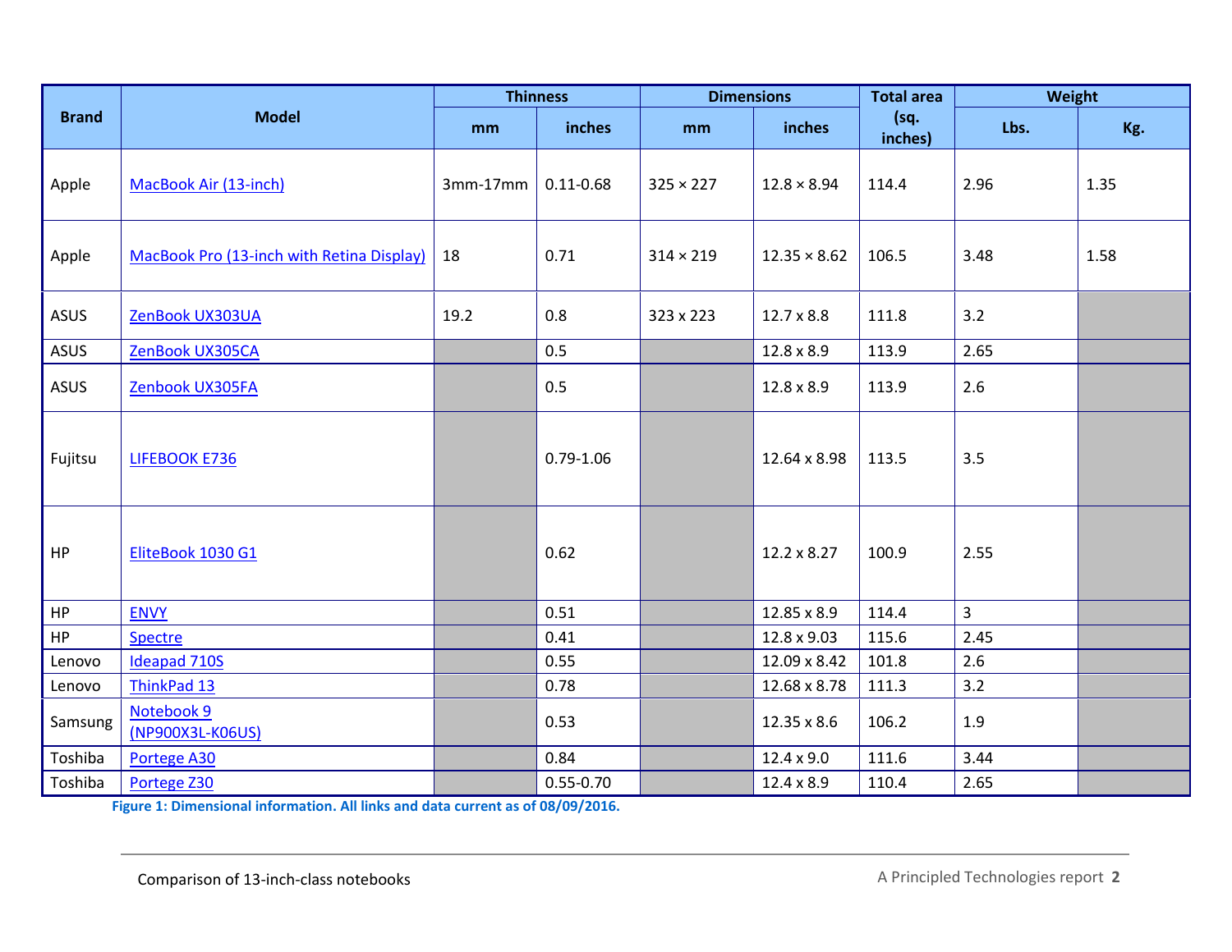| Brand | Model | Thinness | | Dimensions | | Total area (sq. inches) | Weight | |
|---|---|---|---|---|---|---|---|---|
| | | mm | inches | mm | inches | | Lbs. | Kg. |
| Apple | MacBook Air (13-inch) | 3mm-17mm | 0.11-0.68 | 325 × 227 | 12.8 × 8.94 | 114.4 | 2.96 | 1.35 |
| Apple | MacBook Pro (13-inch with Retina Display) | 18 | 0.71 | 314 × 219 | 12.35 × 8.62 | 106.5 | 3.48 | 1.58 |
| ASUS | ZenBook UX303UA | 19.2 | 0.8 | 323 x 223 | 12.7 x 8.8 | 111.8 | 3.2 | |
| ASUS | ZenBook UX305CA | | 0.5 | | 12.8 x 8.9 | 113.9 | 2.65 | |
| ASUS | Zenbook UX305FA | | 0.5 | | 12.8 x 8.9 | 113.9 | 2.6 | |
| Fujitsu | LIFEBOOK E736 | | 0.79-1.06 | | 12.64 x 8.98 | 113.5 | 3.5 | |
| HP | EliteBook 1030 G1 | | 0.62 | | 12.2 x 8.27 | 100.9 | 2.55 | |
| HP | ENVY | | 0.51 | | 12.85 x 8.9 | 114.4 | 3 | |
| HP | Spectre | | 0.41 | | 12.8 x 9.03 | 115.6 | 2.45 | |
| Lenovo | Ideapad 710S | | 0.55 | | 12.09 x 8.42 | 101.8 | 2.6 | |
| Lenovo | ThinkPad 13 | | 0.78 | | 12.68 x 8.78 | 111.3 | 3.2 | |
| Samsung | Notebook 9 (NP900X3L-K06US) | | 0.53 | | 12.35 x 8.6 | 106.2 | 1.9 | |
| Toshiba | Portege A30 | | 0.84 | | 12.4 x 9.0 | 111.6 | 3.44 | |
| Toshiba | Portege Z30 | | 0.55-0.70 | | 12.4 x 8.9 | 110.4 | 2.65 | |

**Figure 1: Dimensional information. All links and data current as of 08/09/2016.**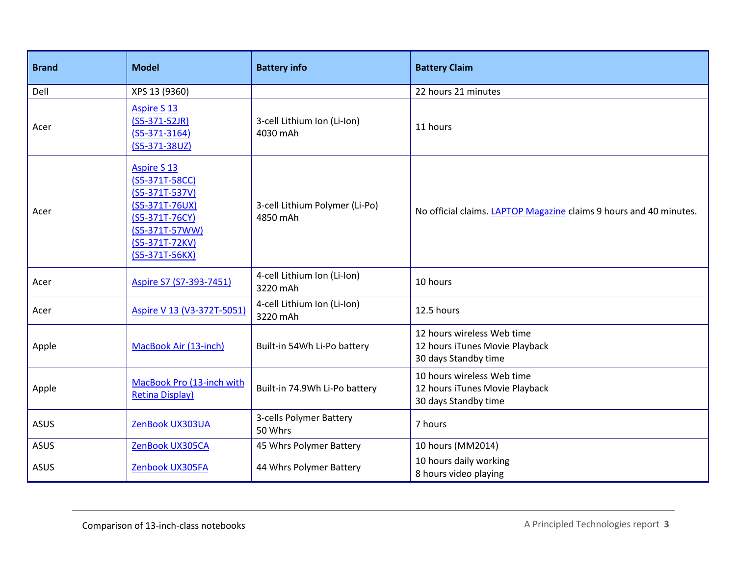| Brand | Model | Battery info | Battery Claim |
|---|---|---|---|
| Dell | XPS 13 (9360) | | 22 hours 21 minutes |
| Acer | Aspire S 13<br>(S5-371-52JR)<br>(S5-371-3164)<br>(S5-371-38UZ) | 3-cell Lithium Ion (Li-Ion)<br>4030 mAh | 11 hours |
| Acer | Aspire S 13<br>(S5-371T-58CC)<br>(S5-371T-537V)<br>(S5-371T-76UX)<br>(S5-371T-76CY)<br>(S5-371T-57WW)<br>(S5-371T-72KV)<br>(S5-371T-56KX) | 3-cell Lithium Polymer (Li-Po)<br>4850 mAh | No official claims. LAPTOP Magazine claims 9 hours and 40 minutes. |
| Acer | Aspire S7 (S7-393-7451) | 4-cell Lithium Ion (Li-Ion)<br>3220 mAh | 10 hours |
| Acer | Aspire V 13 (V3-372T-5051) | 4-cell Lithium Ion (Li-Ion)<br>3220 mAh | 12.5 hours |
| Apple | MacBook Air (13-inch) | Built-in 54Wh Li-Po battery | 12 hours wireless Web time<br>12 hours iTunes Movie Playback<br>30 days Standby time |
| Apple | MacBook Pro (13-inch with Retina Display) | Built-in 74.9Wh Li-Po battery | 10 hours wireless Web time<br>12 hours iTunes Movie Playback<br>30 days Standby time |
| ASUS | ZenBook UX303UA | 3-cells Polymer Battery<br>50 Whrs | 7 hours |
| ASUS | ZenBook UX305CA | 45 Whrs Polymer Battery | 10 hours (MM2014) |
| ASUS | Zenbook UX305FA | 44 Whrs Polymer Battery | 10 hours daily working<br>8 hours video playing |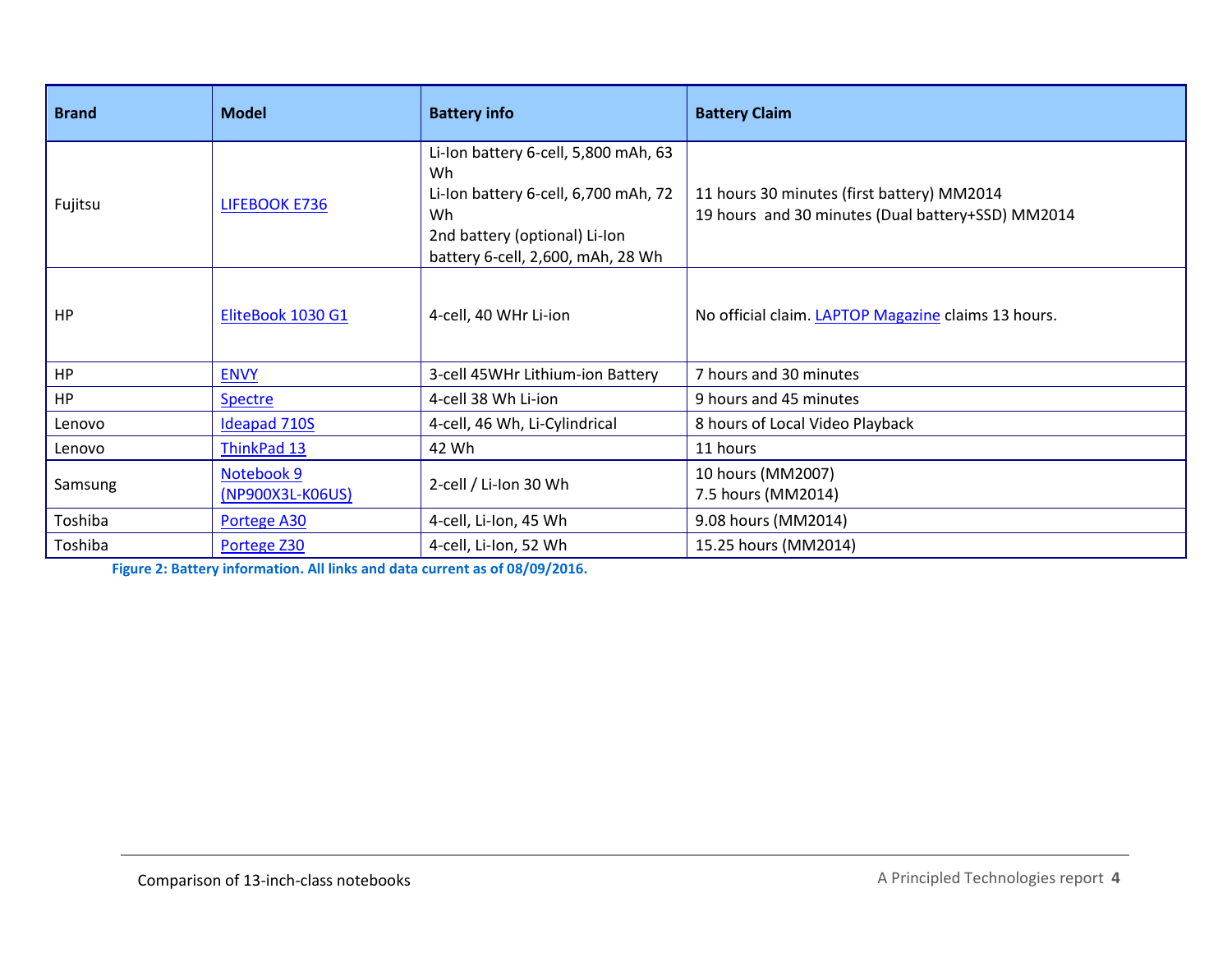| Brand | Model | Battery info | Battery Claim |
|---|---|---|---|
| Fujitsu | LIFEBOOK E736 | Li-Ion battery 6-cell, 5,800 mAh, 63 Wh<br>Li-Ion battery 6-cell, 6,700 mAh, 72 Wh<br>2nd battery (optional) Li-Ion battery 6-cell, 2,600, mAh, 28 Wh | 11 hours 30 minutes (first battery) MM2014<br>19 hours and 30 minutes (Dual battery+SSD) MM2014 |
| HP | EliteBook 1030 G1 | 4-cell, 40 WHr Li-ion | No official claim. LAPTOP Magazine claims 13 hours. |
| HP | ENVY | 3-cell 45WHr Lithium-ion Battery | 7 hours and 30 minutes |
| HP | Spectre | 4-cell 38 Wh Li-ion | 9 hours and 45 minutes |
| Lenovo | Ideapad 710S | 4-cell, 46 Wh, Li-Cylindrical | 8 hours of Local Video Playback |
| Lenovo | ThinkPad 13 | 42 Wh | 11 hours |
| Samsung | Notebook 9 (NP900X3L-K06US) | 2-cell / Li-Ion 30 Wh | 10 hours (MM2007)<br>7.5 hours (MM2014) |
| Toshiba | Portege A30 | 4-cell, Li-Ion, 45 Wh | 9.08 hours (MM2014) |
| Toshiba | Portege Z30 | 4-cell, Li-Ion, 52 Wh | 15.25 hours (MM2014) |

**Figure 2: Battery information. All links and data current as of 08/09/2016.**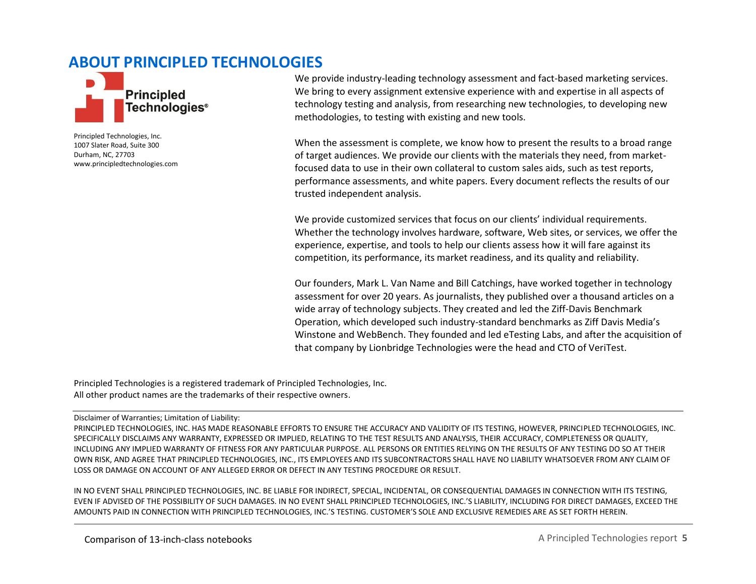## ABOUT PRINCIPLED TECHNOLOGIES

Principled Technologies

Principled Technologies, Inc.
1007 Slater Road, Suite 300
Durham, NC, 27703
www.principledtechnologies.com

We provide industry-leading technology assessment and fact-based marketing services. We bring to every assignment extensive experience with and expertise in all aspects of technology testing and analysis, from researching new technologies, to developing new methodologies, to testing with existing and new tools.

When the assessment is complete, we know how to present the results to a broad range of target audiences. We provide our clients with the materials they need, from market-focused data to use in their own collateral to custom sales aids, such as test reports, performance assessments, and white papers. Every document reflects the results of our trusted independent analysis.

We provide customized services that focus on our clients' individual requirements. Whether the technology involves hardware, software, Web sites, or services, we offer the experience, expertise, and tools to help our clients assess how it will fare against its competition, its performance, its market readiness, and its quality and reliability.

Our founders, Mark L. Van Name and Bill Catchings, have worked together in technology assessment for over 20 years. As journalists, they published over a thousand articles on a wide array of technology subjects. They created and led the Ziff-Davis Benchmark Operation, which developed such industry-standard benchmarks as Ziff Davis Media's Winstone and WebBench. They founded and led eTesting Labs, and after the acquisition of that company by Lionbridge Technologies were the head and CTO of VeriTest.

Principled Technologies is a registered trademark of Principled Technologies, Inc.
All other product names are the trademarks of their respective owners.

---

Disclaimer of Warranties; Limitation of Liability:
PRINCIPLED TECHNOLOGIES, INC. HAS MADE REASONABLE EFFORTS TO ENSURE THE ACCURACY AND VALIDITY OF ITS TESTING, HOWEVER, PRINCIPLED TECHNOLOGIES, INC. SPECIFICALLY DISCLAIMS ANY WARRANTY, EXPRESSED OR IMPLIED, RELATING TO THE TEST RESULTS AND ANALYSIS, THEIR ACCURACY, COMPLETENESS OR QUALITY, INCLUDING ANY IMPLIED WARRANTY OF FITNESS FOR ANY PARTICULAR PURPOSE. ALL PERSONS OR ENTITIES RELYING ON THE RESULTS OF ANY TESTING DO SO AT THEIR OWN RISK, AND AGREE THAT PRINCIPLED TECHNOLOGIES, INC., ITS EMPLOYEES AND ITS SUBCONTRACTORS SHALL HAVE NO LIABILITY WHATSOEVER FROM ANY CLAIM OF LOSS OR DAMAGE ON ACCOUNT OF ANY ALLEGED ERROR OR DEFECT IN ANY TESTING PROCEDURE OR RESULT.

IN NO EVENT SHALL PRINCIPLED TECHNOLOGIES, INC. BE LIABLE FOR INDIRECT, SPECIAL, INCIDENTAL, OR CONSEQUENTIAL DAMAGES IN CONNECTION WITH ITS TESTING, EVEN IF ADVISED OF THE POSSIBILITY OF SUCH DAMAGES. IN NO EVENT SHALL PRINCIPLED TECHNOLOGIES, INC.'S LIABILITY, INCLUDING FOR DIRECT DAMAGES, EXCEED THE AMOUNTS PAID IN CONNECTION WITH PRINCIPLED TECHNOLOGIES, INC.'S TESTING. CUSTOMER'S SOLE AND EXCLUSIVE REMEDIES ARE AS SET FORTH HEREIN.